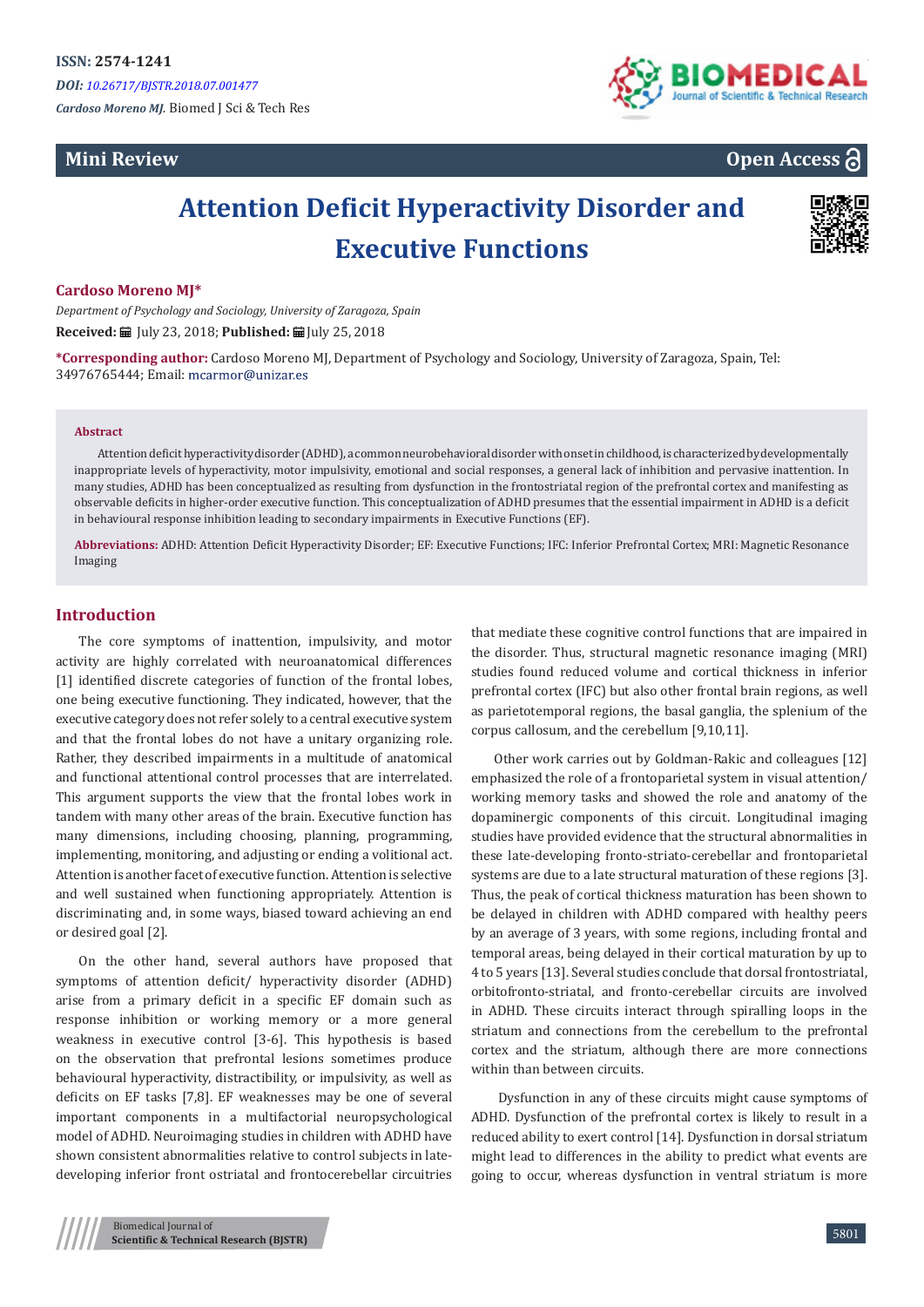ISSN: 2574-1241

DOI: 10.26717/BJSTR.2018.07.001477

*Cardoso Moreno MJ.* Biomed J Sci & Tech Res

**Mini Review**

**Open Access**

# Attention Deficit Hyperactivity Disorder and Executive Functions

**Cardoso Moreno MJ***

*Department of Psychology and Sociology, University of Zaragoza, Spain*

**Received:** July 23, 2018; **Published:** July 25, 2018

**\*Corresponding author:** Cardoso Moreno MJ, Department of Psychology and Sociology, University of Zaragoza, Spain, Tel: 34976765444; Email: mcarmor@unizar.es

**Abstract**

Attention deficit hyperactivity disorder (ADHD), a common neurobehavioral disorder with onset in childhood, is characterized by developmentally inappropriate levels of hyperactivity, motor impulsivity, emotional and social responses, a general lack of inhibition and pervasive inattention. In many studies, ADHD has been conceptualized as resulting from dysfunction in the frontostriatal region of the prefrontal cortex and manifesting as observable deficits in higher-order executive function. This conceptualization of ADHD presumes that the essential impairment in ADHD is a deficit in behavioural response inhibition leading to secondary impairments in Executive Functions (EF).

**Abbreviations:** ADHD: Attention Deficit Hyperactivity Disorder; EF: Executive Functions; IFC: Inferior Prefrontal Cortex; MRI: Magnetic Resonance Imaging

## Introduction

The core symptoms of inattention, impulsivity, and motor activity are highly correlated with neuroanatomical differences [1] identified discrete categories of function of the frontal lobes, one being executive functioning. They indicated, however, that the executive category does not refer solely to a central executive system and that the frontal lobes do not have a unitary organizing role. Rather, they described impairments in a multitude of anatomical and functional attentional control processes that are interrelated. This argument supports the view that the frontal lobes work in tandem with many other areas of the brain. Executive function has many dimensions, including choosing, planning, programming, implementing, monitoring, and adjusting or ending a volitional act. Attention is another facet of executive function. Attention is selective and well sustained when functioning appropriately. Attention is discriminating and, in some ways, biased toward achieving an end or desired goal [2].

On the other hand, several authors have proposed that symptoms of attention deficit/ hyperactivity disorder (ADHD) arise from a primary deficit in a specific EF domain such as response inhibition or working memory or a more general weakness in executive control [3-6]. This hypothesis is based on the observation that prefrontal lesions sometimes produce behavioural hyperactivity, distractibility, or impulsivity, as well as deficits on EF tasks [7,8]. EF weaknesses may be one of several important components in a multifactorial neuropsychological model of ADHD. Neuroimaging studies in children with ADHD have shown consistent abnormalities relative to control subjects in late-developing inferior front ostriatal and frontocerebellar circuitries that mediate these cognitive control functions that are impaired in the disorder. Thus, structural magnetic resonance imaging (MRI) studies found reduced volume and cortical thickness in inferior prefrontal cortex (IFC) but also other frontal brain regions, as well as parietotemporal regions, the basal ganglia, the splenium of the corpus callosum, and the cerebellum [9,10,11].

Other work carries out by Goldman-Rakic and colleagues [12] emphasized the role of a frontoparietal system in visual attention/ working memory tasks and showed the role and anatomy of the dopaminergic components of this circuit. Longitudinal imaging studies have provided evidence that the structural abnormalities in these late-developing fronto-striato-cerebellar and frontoparietal systems are due to a late structural maturation of these regions [3]. Thus, the peak of cortical thickness maturation has been shown to be delayed in children with ADHD compared with healthy peers by an average of 3 years, with some regions, including frontal and temporal areas, being delayed in their cortical maturation by up to 4 to 5 years [13]. Several studies conclude that dorsal frontostriatal, orbitofronto-striatal, and fronto-cerebellar circuits are involved in ADHD. These circuits interact through spiralling loops in the striatum and connections from the cerebellum to the prefrontal cortex and the striatum, although there are more connections within than between circuits.

Dysfunction in any of these circuits might cause symptoms of ADHD. Dysfunction of the prefrontal cortex is likely to result in a reduced ability to exert control [14]. Dysfunction in dorsal striatum might lead to differences in the ability to predict what events are going to occur, whereas dysfunction in ventral striatum is more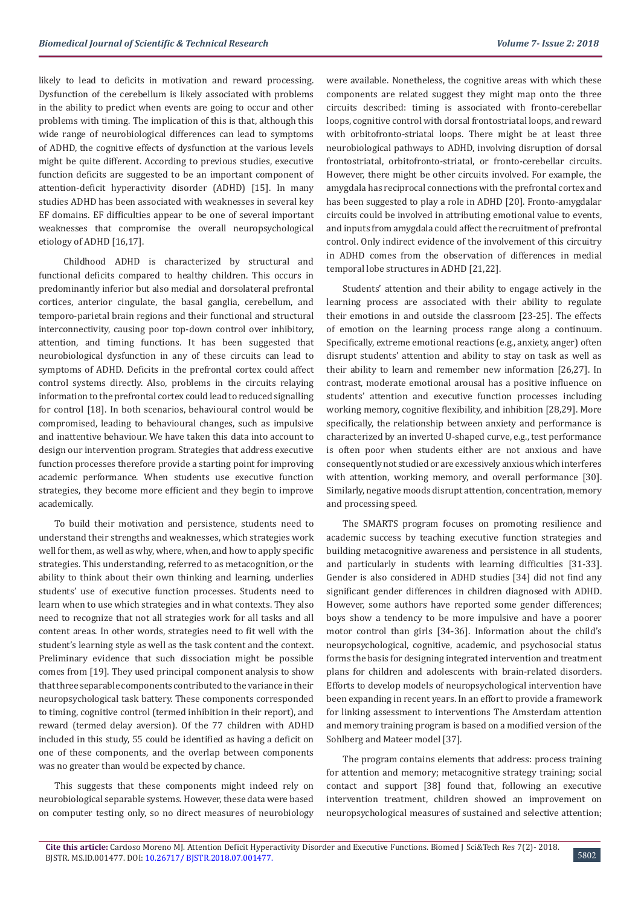likely to lead to deficits in motivation and reward processing. Dysfunction of the cerebellum is likely associated with problems in the ability to predict when events are going to occur and other problems with timing. The implication of this is that, although this wide range of neurobiological differences can lead to symptoms of ADHD, the cognitive effects of dysfunction at the various levels might be quite different. According to previous studies, executive function deficits are suggested to be an important component of attention-deficit hyperactivity disorder (ADHD) [15]. In many studies ADHD has been associated with weaknesses in several key EF domains. EF difficulties appear to be one of several important weaknesses that compromise the overall neuropsychological etiology of ADHD [16,17].

Childhood ADHD is characterized by structural and functional deficits compared to healthy children. This occurs in predominantly inferior but also medial and dorsolateral prefrontal cortices, anterior cingulate, the basal ganglia, cerebellum, and temporo-parietal brain regions and their functional and structural interconnectivity, causing poor top-down control over inhibitory, attention, and timing functions. It has been suggested that neurobiological dysfunction in any of these circuits can lead to symptoms of ADHD. Deficits in the prefrontal cortex could affect control systems directly. Also, problems in the circuits relaying information to the prefrontal cortex could lead to reduced signalling for control [18]. In both scenarios, behavioural control would be compromised, leading to behavioural changes, such as impulsive and inattentive behaviour. We have taken this data into account to design our intervention program. Strategies that address executive function processes therefore provide a starting point for improving academic performance. When students use executive function strategies, they become more efficient and they begin to improve academically.

To build their motivation and persistence, students need to understand their strengths and weaknesses, which strategies work well for them, as well as why, where, when, and how to apply specific strategies. This understanding, referred to as metacognition, or the ability to think about their own thinking and learning, underlies students' use of executive function processes. Students need to learn when to use which strategies and in what contexts. They also need to recognize that not all strategies work for all tasks and all content areas. In other words, strategies need to fit well with the student's learning style as well as the task content and the context. Preliminary evidence that such dissociation might be possible comes from [19]. They used principal component analysis to show that three separable components contributed to the variance in their neuropsychological task battery. These components corresponded to timing, cognitive control (termed inhibition in their report), and reward (termed delay aversion). Of the 77 children with ADHD included in this study, 55 could be identified as having a deficit on one of these components, and the overlap between components was no greater than would be expected by chance.

This suggests that these components might indeed rely on neurobiological separable systems. However, these data were based on computer testing only, so no direct measures of neurobiology were available. Nonetheless, the cognitive areas with which these components are related suggest they might map onto the three circuits described: timing is associated with fronto-cerebellar loops, cognitive control with dorsal frontostriatal loops, and reward with orbitofronto-striatal loops. There might be at least three neurobiological pathways to ADHD, involving disruption of dorsal frontostriatal, orbitofronto-striatal, or fronto-cerebellar circuits. However, there might be other circuits involved. For example, the amygdala has reciprocal connections with the prefrontal cortex and has been suggested to play a role in ADHD [20]. Fronto-amygdalar circuits could be involved in attributing emotional value to events, and inputs from amygdala could affect the recruitment of prefrontal control. Only indirect evidence of the involvement of this circuitry in ADHD comes from the observation of differences in medial temporal lobe structures in ADHD [21,22].

Students' attention and their ability to engage actively in the learning process are associated with their ability to regulate their emotions in and outside the classroom [23-25]. The effects of emotion on the learning process range along a continuum. Specifically, extreme emotional reactions (e.g., anxiety, anger) often disrupt students' attention and ability to stay on task as well as their ability to learn and remember new information [26,27]. In contrast, moderate emotional arousal has a positive influence on students' attention and executive function processes including working memory, cognitive flexibility, and inhibition [28,29]. More specifically, the relationship between anxiety and performance is characterized by an inverted U-shaped curve, e.g., test performance is often poor when students either are not anxious and have consequently not studied or are excessively anxious which interferes with attention, working memory, and overall performance [30]. Similarly, negative moods disrupt attention, concentration, memory and processing speed.

The SMARTS program focuses on promoting resilience and academic success by teaching executive function strategies and building metacognitive awareness and persistence in all students, and particularly in students with learning difficulties [31-33]. Gender is also considered in ADHD studies [34] did not find any significant gender differences in children diagnosed with ADHD. However, some authors have reported some gender differences; boys show a tendency to be more impulsive and have a poorer motor control than girls [34-36]. Information about the child's neuropsychological, cognitive, academic, and psychosocial status forms the basis for designing integrated intervention and treatment plans for children and adolescents with brain-related disorders. Efforts to develop models of neuropsychological intervention have been expanding in recent years. In an effort to provide a framework for linking assessment to interventions The Amsterdam attention and memory training program is based on a modified version of the Sohlberg and Mateer model [37].

The program contains elements that address: process training for attention and memory; metacognitive strategy training; social contact and support [38] found that, following an executive intervention treatment, children showed an improvement on neuropsychological measures of sustained and selective attention;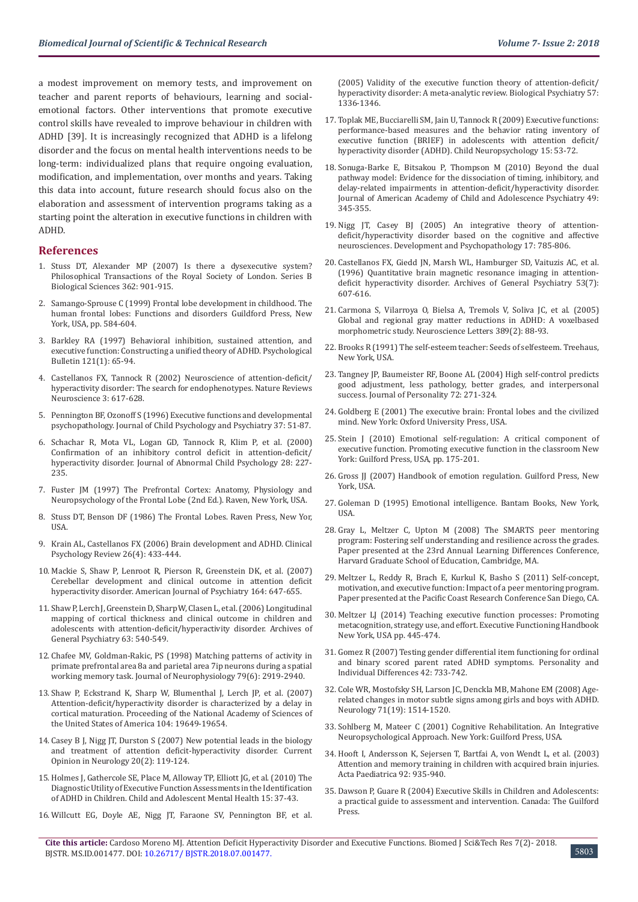a modest improvement on memory tests, and improvement on teacher and parent reports of behaviours, learning and social-emotional factors. Other interventions that promote executive control skills have revealed to improve behaviour in children with ADHD [39]. It is increasingly recognized that ADHD is a lifelong disorder and the focus on mental health interventions needs to be long-term: individualized plans that require ongoing evaluation, modification, and implementation, over months and years. Taking this data into account, future research should focus also on the elaboration and assessment of intervention programs taking as a starting point the alteration in executive functions in children with ADHD.

## References

1. Stuss DT, Alexander MP (2007) Is there a dysexecutive system? Philosophical Transactions of the Royal Society of London. Series B Biological Sciences 362: 901-915.
2. Samango-Sprouse C (1999) Frontal lobe development in childhood. The human frontal lobes: Functions and disorders Guildford Press, New York, USA, pp. 584-604.
3. Barkley RA (1997) Behavioral inhibition, sustained attention, and executive function: Constructing a unified theory of ADHD. Psychological Bulletin 121(1): 65-94.
4. Castellanos FX, Tannock R (2002) Neuroscience of attention-deficit/hyperactivity disorder: The search for endophenotypes. Nature Reviews Neuroscience 3: 617-628.
5. Pennington BF, Ozonoff S (1996) Executive functions and developmental psychopathology. Journal of Child Psychology and Psychiatry 37: 51-87.
6. Schachar R, Mota VL, Logan GD, Tannock R, Klim P, et al. (2000) Confirmation of an inhibitory control deficit in attention-deficit/hyperactivity disorder. Journal of Abnormal Child Psychology 28: 227-235.
7. Fuster JM (1997) The Prefrontal Cortex: Anatomy, Physiology and Neuropsychology of the Frontal Lobe (2nd Ed.). Raven, New York, USA.
8. Stuss DT, Benson DF (1986) The Frontal Lobes. Raven Press, New Yor, USA.
9. Krain AL, Castellanos FX (2006) Brain development and ADHD. Clinical Psychology Review 26(4): 433-444.
10. Mackie S, Shaw P, Lenroot R, Pierson R, Greenstein DK, et al. (2007) Cerebellar development and clinical outcome in attention deficit hyperactivity disorder. American Journal of Psychiatry 164: 647-655.
11. Shaw P, Lerch J, Greenstein D, Sharp W, Clasen L, et al. (2006) Longitudinal mapping of cortical thickness and clinical outcome in children and adolescents with attention-deficit/hyperactivity disorder. Archives of General Psychiatry 63: 540-549.
12. Chafee MV, Goldman-Rakic, PS (1998) Matching patterns of activity in primate prefrontal area 8a and parietal area 7ip neurons during a spatial working memory task. Journal of Neurophysiology 79(6): 2919-2940.
13. Shaw P, Eckstrand K, Sharp W, Blumenthal J, Lerch JP, et al. (2007) Attention-deficit/hyperactivity disorder is characterized by a delay in cortical maturation. Proceeding of the National Academy of Sciences of the United States of America 104: 19649-19654.
14. Casey B J, Nigg JT, Durston S (2007) New potential leads in the biology and treatment of attention deficit-hyperactivity disorder. Current Opinion in Neurology 20(2): 119-124.
15. Holmes J, Gathercole SE, Place M, Alloway TP, Elliott JG, et al. (2010) The Diagnostic Utility of Executive Function Assessments in the Identification of ADHD in Children. Child and Adolescent Mental Health 15: 37-43.
16. Willcutt EG, Doyle AE, Nigg JT, Faraone SV, Pennington BF, et al. (2005) Validity of the executive function theory of attention-deficit/hyperactivity disorder: A meta-analytic review. Biological Psychiatry 57: 1336-1346.
17. Toplak ME, Bucciarelli SM, Jain U, Tannock R (2009) Executive functions: performance-based measures and the behavior rating inventory of executive function (BRIEF) in adolescents with attention deficit/hyperactivity disorder (ADHD). Child Neuropsychology 15: 53-72.
18. Sonuga-Barke E, Bitsakou P, Thompson M (2010) Beyond the dual pathway model: Evidence for the dissociation of timing, inhibitory, and delay-related impairments in attention-deficit/hyperactivity disorder. Journal of American Academy of Child and Adolescence Psychiatry 49: 345-355.
19. Nigg JT, Casey BJ (2005) An integrative theory of attention-deficit/hyperactivity disorder based on the cognitive and affective neurosciences. Development and Psychopathology 17: 785-806.
20. Castellanos FX, Giedd JN, Marsh WL, Hamburger SD, Vaituzis AC, et al. (1996) Quantitative brain magnetic resonance imaging in attention-deficit hyperactivity disorder. Archives of General Psychiatry 53(7): 607-616.
21. Carmona S, Vilarroya O, Bielsa A, Tremols V, Soliva JC, et al. (2005) Global and regional gray matter reductions in ADHD: A voxelbased morphometric study. Neuroscience Letters 389(2): 88-93.
22. Brooks R (1991) The self-esteem teacher: Seeds of selfesteem. Treehaus, New York, USA.
23. Tangney JP, Baumeister RF, Boone AL (2004) High self-control predicts good adjustment, less pathology, better grades, and interpersonal success. Journal of Personality 72: 271-324.
24. Goldberg E (2001) The executive brain: Frontal lobes and the civilized mind. New York: Oxford University Press, USA.
25. Stein J (2010) Emotional self-regulation: A critical component of executive function. Promoting executive function in the classroom New York: Guilford Press, USA, pp. 175-201.
26. Gross JJ (2007) Handbook of emotion regulation. Guilford Press, New York, USA.
27. Goleman D (1995) Emotional intelligence. Bantam Books, New York, USA.
28. Gray L, Meltzer C, Upton M (2008) The SMARTS peer mentoring program: Fostering self understanding and resilience across the grades. Paper presented at the 23rd Annual Learning Differences Conference, Harvard Graduate School of Education, Cambridge, MA.
29. Meltzer L, Reddy R, Brach E, Kurkul K, Basho S (2011) Self-concept, motivation, and executive function: Impact of a peer mentoring program. Paper presented at the Pacific Coast Research Conference San Diego, CA.
30. Meltzer LJ (2014) Teaching executive function processes: Promoting metacognition, strategy use, and effort. Executive Functioning Handbook New York, USA pp. 445-474.
31. Gomez R (2007) Testing gender differential item functioning for ordinal and binary scored parent rated ADHD symptoms. Personality and Individual Differences 42: 733-742.
32. Cole WR, Mostofsky SH, Larson JC, Denckla MB, Mahone EM (2008) Age-related changes in motor subtle signs among girls and boys with ADHD. Neurology 71(19): 1514-1520.
33. Sohlberg M, Mateer C (2001) Cognitive Rehabilitation. An Integrative Neuropsychological Approach. New York: Guilford Press, USA.
34. Hooft I, Andersson K, Sejersen T, Bartfai A, von Wendt L, et al. (2003) Attention and memory training in children with acquired brain injuries. Acta Paediatrica 92: 935-940.
35. Dawson P, Guare R (2004) Executive Skills in Children and Adolescents: a practical guide to assessment and intervention. Canada: The Guilford Press.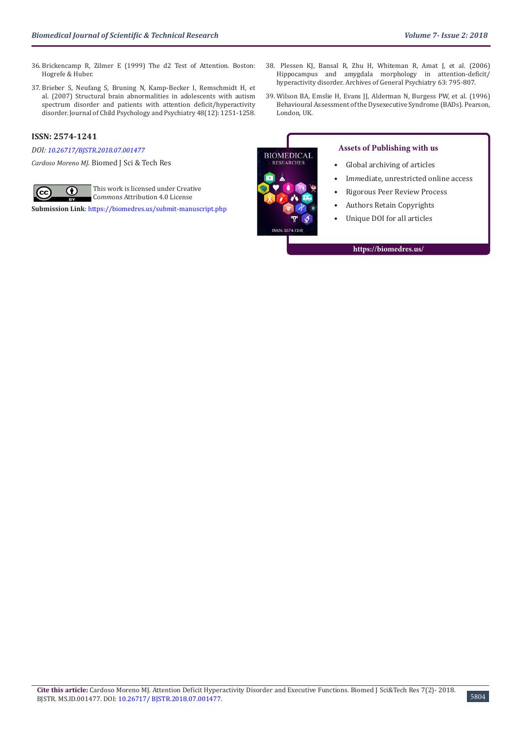36. Brickencamp R, Zilmer E (1999) The d2 Test of Attention. Boston: Hogrefe & Huber.
37. Brieber S, Neufang S, Bruning N, Kamp-Becker I, Remschmidt H, et al. (2007) Structural brain abnormalities in adolescents with autism spectrum disorder and patients with attention deficit/hyperactivity disorder. Journal of Child Psychology and Psychiatry 48(12): 1251-1258.
38. Plessen KJ, Bansal R, Zhu H, Whiteman R, Amat J, et al. (2006) Hippocampus and amygdala morphology in attention-deficit/hyperactivity disorder. Archives of General Psychiatry 63: 795-807.
39. Wilson BA, Emslie H, Evans JJ, Alderman N, Burgess PW, et al. (1996) Behavioural Assessment of the Dysexecutive Syndrome (BADs). Pearson, London, UK.

**ISSN: 2574-1241**

*DOI: 10.26717/BJSTR.2018.07.001477*

*Cardoso Moreno MJ.* Biomed J Sci & Tech Res

This work is licensed under Creative Commons Attribution 4.0 License

**Submission Link**: https://biomedres.us/submit-manuscript.php

**Assets of Publishing with us**

- Global archiving of articles
- Immediate, unrestricted online access
- Rigorous Peer Review Process
- Authors Retain Copyrights
- Unique DOI for all articles

**https://biomedres.us/**

**Cite this article:** Cardoso Moreno MJ. Attention Deficit Hyperactivity Disorder and Executive Functions. Biomed J Sci&Tech Res 7(2)- 2018. BJSTR. MS.ID.001477. DOI: 10.26717/ BJSTR.2018.07.001477.